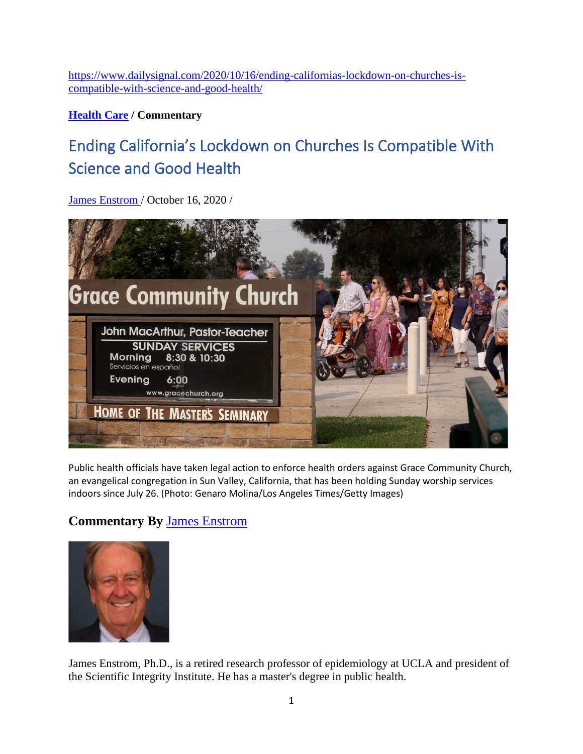https://www.dailysignal.com/2020/10/16/ending-californias-lockdown-on-churches-is-compatible-with-science-and-good-health/

**Health Care / Commentary**

# Ending California's Lockdown on Churches Is Compatible With Science and Good Health

James Enstrom / October 16, 2020 /

Public health officials have taken legal action to enforce health orders against Grace Community Church, an evangelical congregation in Sun Valley, California, that has been holding Sunday worship services indoors since July 26. (Photo: Genaro Molina/Los Angeles Times/Getty Images)

## Commentary By James Enstrom

James Enstrom, Ph.D., is a retired research professor of epidemiology at UCLA and president of the Scientific Integrity Institute. He has a master's degree in public health.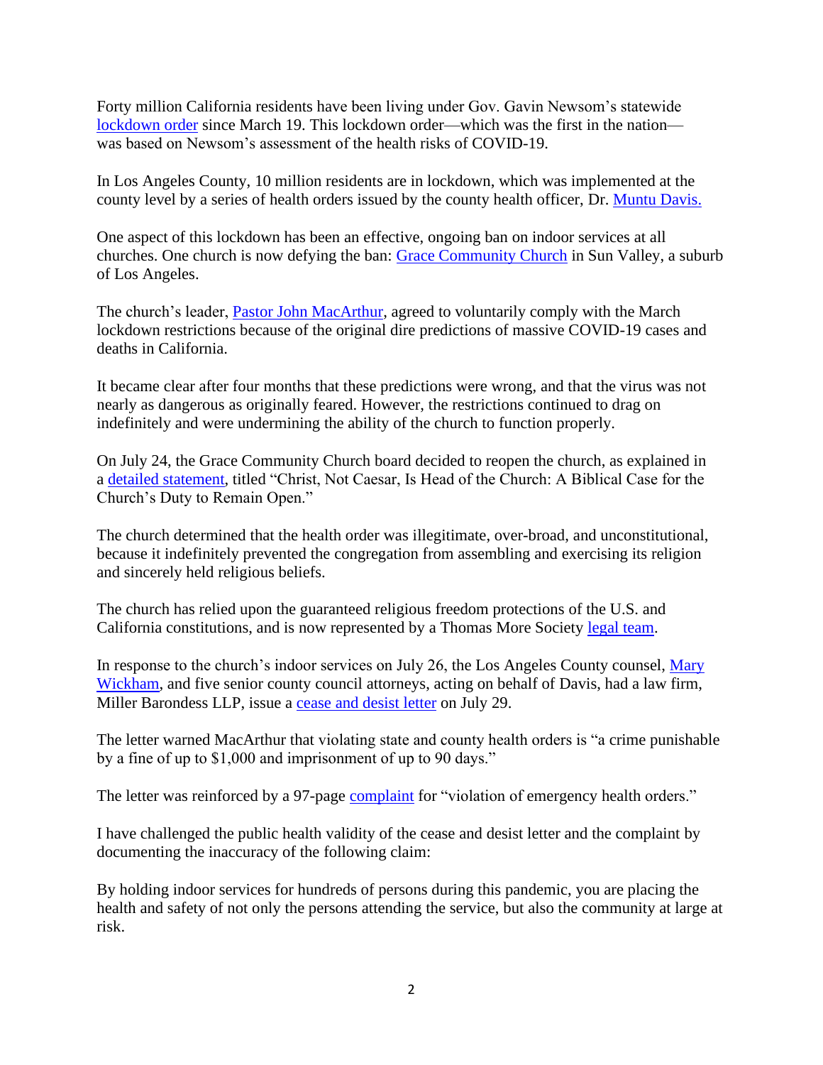Forty million California residents have been living under Gov. Gavin Newsom's statewide lockdown order since March 19. This lockdown order—which was the first in the nation—was based on Newsom's assessment of the health risks of COVID-19.

In Los Angeles County, 10 million residents are in lockdown, which was implemented at the county level by a series of health orders issued by the county health officer, Dr. Muntu Davis.

One aspect of this lockdown has been an effective, ongoing ban on indoor services at all churches. One church is now defying the ban: Grace Community Church in Sun Valley, a suburb of Los Angeles.

The church's leader, Pastor John MacArthur, agreed to voluntarily comply with the March lockdown restrictions because of the original dire predictions of massive COVID-19 cases and deaths in California.

It became clear after four months that these predictions were wrong, and that the virus was not nearly as dangerous as originally feared. However, the restrictions continued to drag on indefinitely and were undermining the ability of the church to function properly.

On July 24, the Grace Community Church board decided to reopen the church, as explained in a detailed statement, titled "Christ, Not Caesar, Is Head of the Church: A Biblical Case for the Church's Duty to Remain Open."

The church determined that the health order was illegitimate, over-broad, and unconstitutional, because it indefinitely prevented the congregation from assembling and exercising its religion and sincerely held religious beliefs.

The church has relied upon the guaranteed religious freedom protections of the U.S. and California constitutions, and is now represented by a Thomas More Society legal team.

In response to the church's indoor services on July 26, the Los Angeles County counsel, Mary Wickham, and five senior county council attorneys, acting on behalf of Davis, had a law firm, Miller Barondess LLP, issue a cease and desist letter on July 29.

The letter warned MacArthur that violating state and county health orders is "a crime punishable by a fine of up to $1,000 and imprisonment of up to 90 days."

The letter was reinforced by a 97-page complaint for "violation of emergency health orders."

I have challenged the public health validity of the cease and desist letter and the complaint by documenting the inaccuracy of the following claim:

By holding indoor services for hundreds of persons during this pandemic, you are placing the health and safety of not only the persons attending the service, but also the community at large at risk.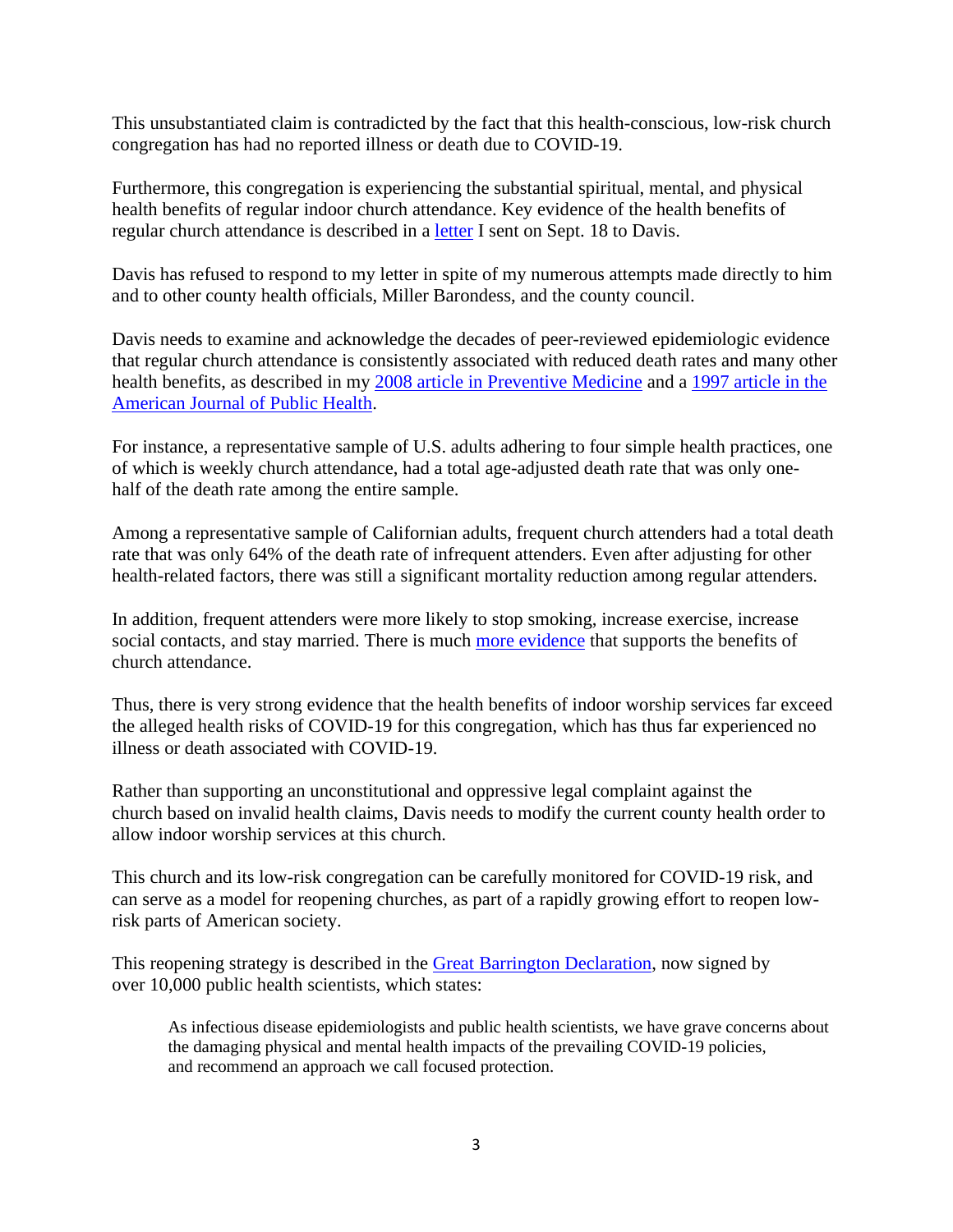This unsubstantiated claim is contradicted by the fact that this health-conscious, low-risk church congregation has had no reported illness or death due to COVID-19.

Furthermore, this congregation is experiencing the substantial spiritual, mental, and physical health benefits of regular indoor church attendance. Key evidence of the health benefits of regular church attendance is described in a letter I sent on Sept. 18 to Davis.

Davis has refused to respond to my letter in spite of my numerous attempts made directly to him and to other county health officials, Miller Barondess, and the county council.

Davis needs to examine and acknowledge the decades of peer-reviewed epidemiologic evidence that regular church attendance is consistently associated with reduced death rates and many other health benefits, as described in my 2008 article in Preventive Medicine and a 1997 article in the American Journal of Public Health.

For instance, a representative sample of U.S. adults adhering to four simple health practices, one of which is weekly church attendance, had a total age-adjusted death rate that was only one-half of the death rate among the entire sample.

Among a representative sample of Californian adults, frequent church attenders had a total death rate that was only 64% of the death rate of infrequent attenders. Even after adjusting for other health-related factors, there was still a significant mortality reduction among regular attenders.

In addition, frequent attenders were more likely to stop smoking, increase exercise, increase social contacts, and stay married. There is much more evidence that supports the benefits of church attendance.

Thus, there is very strong evidence that the health benefits of indoor worship services far exceed the alleged health risks of COVID-19 for this congregation, which has thus far experienced no illness or death associated with COVID-19.

Rather than supporting an unconstitutional and oppressive legal complaint against the church based on invalid health claims, Davis needs to modify the current county health order to allow indoor worship services at this church.

This church and its low-risk congregation can be carefully monitored for COVID-19 risk, and can serve as a model for reopening churches, as part of a rapidly growing effort to reopen low-risk parts of American society.

This reopening strategy is described in the Great Barrington Declaration, now signed by over 10,000 public health scientists, which states:

> As infectious disease epidemiologists and public health scientists, we have grave concerns about the damaging physical and mental health impacts of the prevailing COVID-19 policies, and recommend an approach we call focused protection.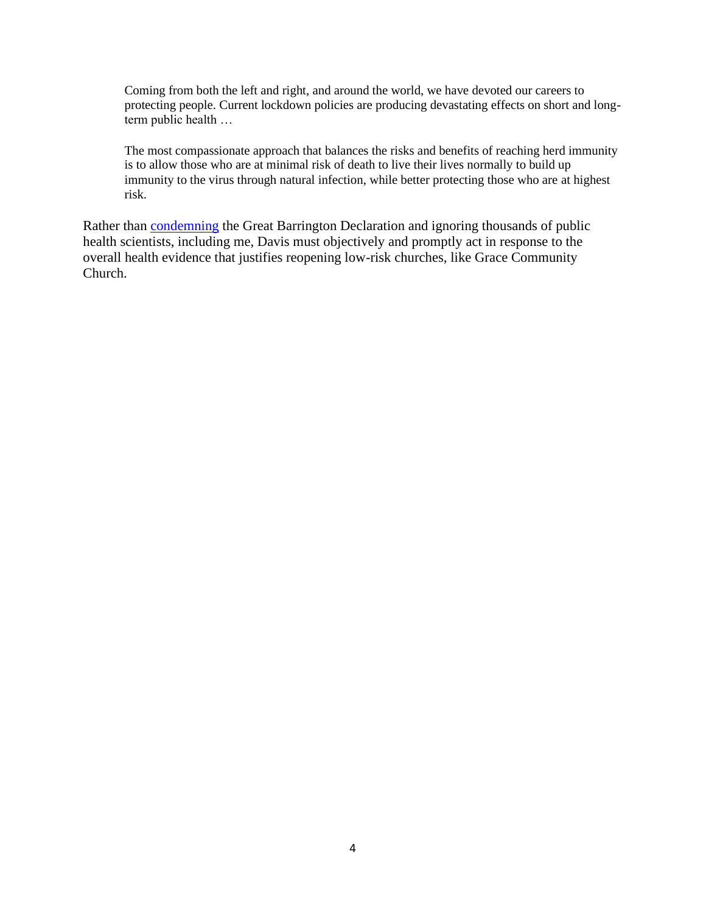> Coming from both the left and right, and around the world, we have devoted our careers to protecting people. Current lockdown policies are producing devastating effects on short and long-term public health …
>
> The most compassionate approach that balances the risks and benefits of reaching herd immunity is to allow those who are at minimal risk of death to live their lives normally to build up immunity to the virus through natural infection, while better protecting those who are at highest risk.

Rather than condemning the Great Barrington Declaration and ignoring thousands of public health scientists, including me, Davis must objectively and promptly act in response to the overall health evidence that justifies reopening low-risk churches, like Grace Community Church.